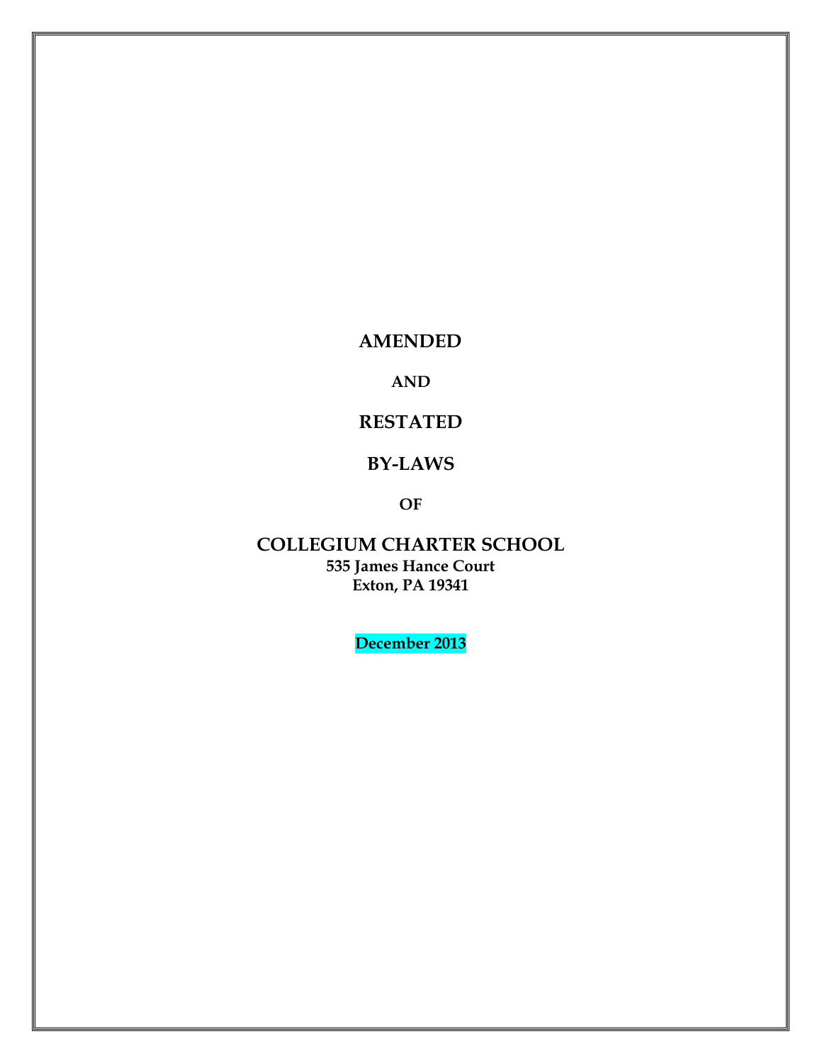# AMENDED

**AND**

# RESTATED

# BY-LAWS

**OF**

# COLLEGIUM CHARTER SCHOOL

**535 James Hance Court**
**Exton, PA 19341**

**December 2013**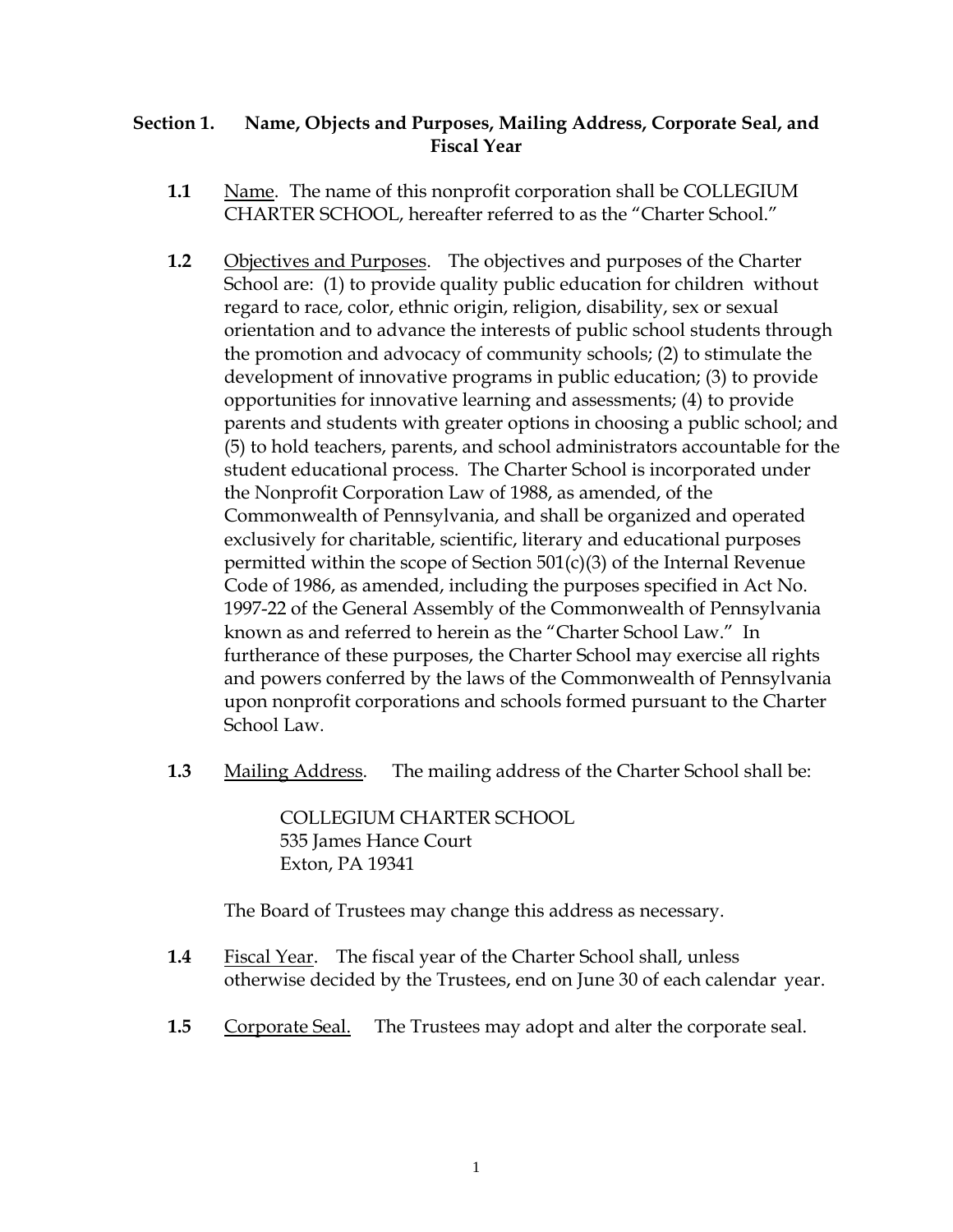## Section 1. Name, Objects and Purposes, Mailing Address, Corporate Seal, and Fiscal Year

**1.1** Name. The name of this nonprofit corporation shall be COLLEGIUM CHARTER SCHOOL, hereafter referred to as the "Charter School."

**1.2** Objectives and Purposes. The objectives and purposes of the Charter School are: (1) to provide quality public education for children without regard to race, color, ethnic origin, religion, disability, sex or sexual orientation and to advance the interests of public school students through the promotion and advocacy of community schools; (2) to stimulate the development of innovative programs in public education; (3) to provide opportunities for innovative learning and assessments; (4) to provide parents and students with greater options in choosing a public school; and (5) to hold teachers, parents, and school administrators accountable for the student educational process. The Charter School is incorporated under the Nonprofit Corporation Law of 1988, as amended, of the Commonwealth of Pennsylvania, and shall be organized and operated exclusively for charitable, scientific, literary and educational purposes permitted within the scope of Section 501(c)(3) of the Internal Revenue Code of 1986, as amended, including the purposes specified in Act No. 1997-22 of the General Assembly of the Commonwealth of Pennsylvania known as and referred to herein as the "Charter School Law." In furtherance of these purposes, the Charter School may exercise all rights and powers conferred by the laws of the Commonwealth of Pennsylvania upon nonprofit corporations and schools formed pursuant to the Charter School Law.

**1.3** Mailing Address. The mailing address of the Charter School shall be:

COLLEGIUM CHARTER SCHOOL
535 James Hance Court
Exton, PA 19341

The Board of Trustees may change this address as necessary.

**1.4** Fiscal Year. The fiscal year of the Charter School shall, unless otherwise decided by the Trustees, end on June 30 of each calendar year.

**1.5** Corporate Seal. The Trustees may adopt and alter the corporate seal.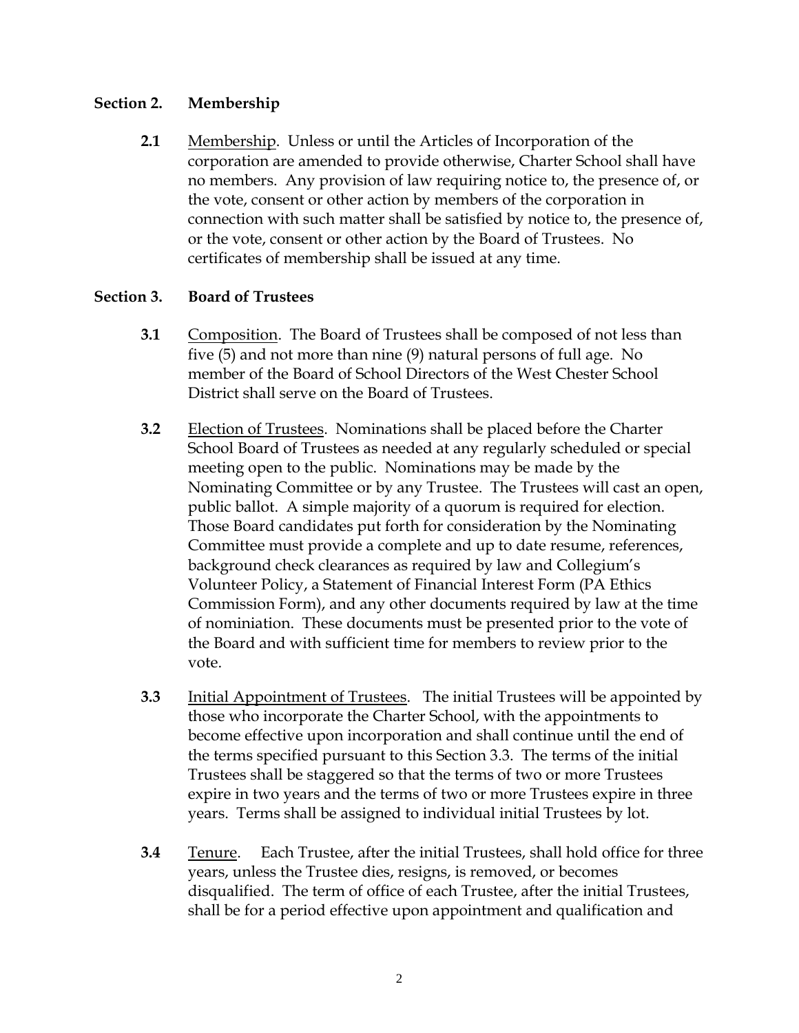## Section 2. Membership

**2.1** Membership. Unless or until the Articles of Incorporation of the corporation are amended to provide otherwise, Charter School shall have no members. Any provision of law requiring notice to, the presence of, or the vote, consent or other action by members of the corporation in connection with such matter shall be satisfied by notice to, the presence of, or the vote, consent or other action by the Board of Trustees. No certificates of membership shall be issued at any time.

## Section 3. Board of Trustees

**3.1** Composition. The Board of Trustees shall be composed of not less than five (5) and not more than nine (9) natural persons of full age. No member of the Board of School Directors of the West Chester School District shall serve on the Board of Trustees.

**3.2** Election of Trustees. Nominations shall be placed before the Charter School Board of Trustees as needed at any regularly scheduled or special meeting open to the public. Nominations may be made by the Nominating Committee or by any Trustee. The Trustees will cast an open, public ballot. A simple majority of a quorum is required for election. Those Board candidates put forth for consideration by the Nominating Committee must provide a complete and up to date resume, references, background check clearances as required by law and Collegium's Volunteer Policy, a Statement of Financial Interest Form (PA Ethics Commission Form), and any other documents required by law at the time of nominiation. These documents must be presented prior to the vote of the Board and with sufficient time for members to review prior to the vote.

**3.3** Initial Appointment of Trustees. The initial Trustees will be appointed by those who incorporate the Charter School, with the appointments to become effective upon incorporation and shall continue until the end of the terms specified pursuant to this Section 3.3. The terms of the initial Trustees shall be staggered so that the terms of two or more Trustees expire in two years and the terms of two or more Trustees expire in three years. Terms shall be assigned to individual initial Trustees by lot.

**3.4** Tenure. Each Trustee, after the initial Trustees, shall hold office for three years, unless the Trustee dies, resigns, is removed, or becomes disqualified. The term of office of each Trustee, after the initial Trustees, shall be for a period effective upon appointment and qualification and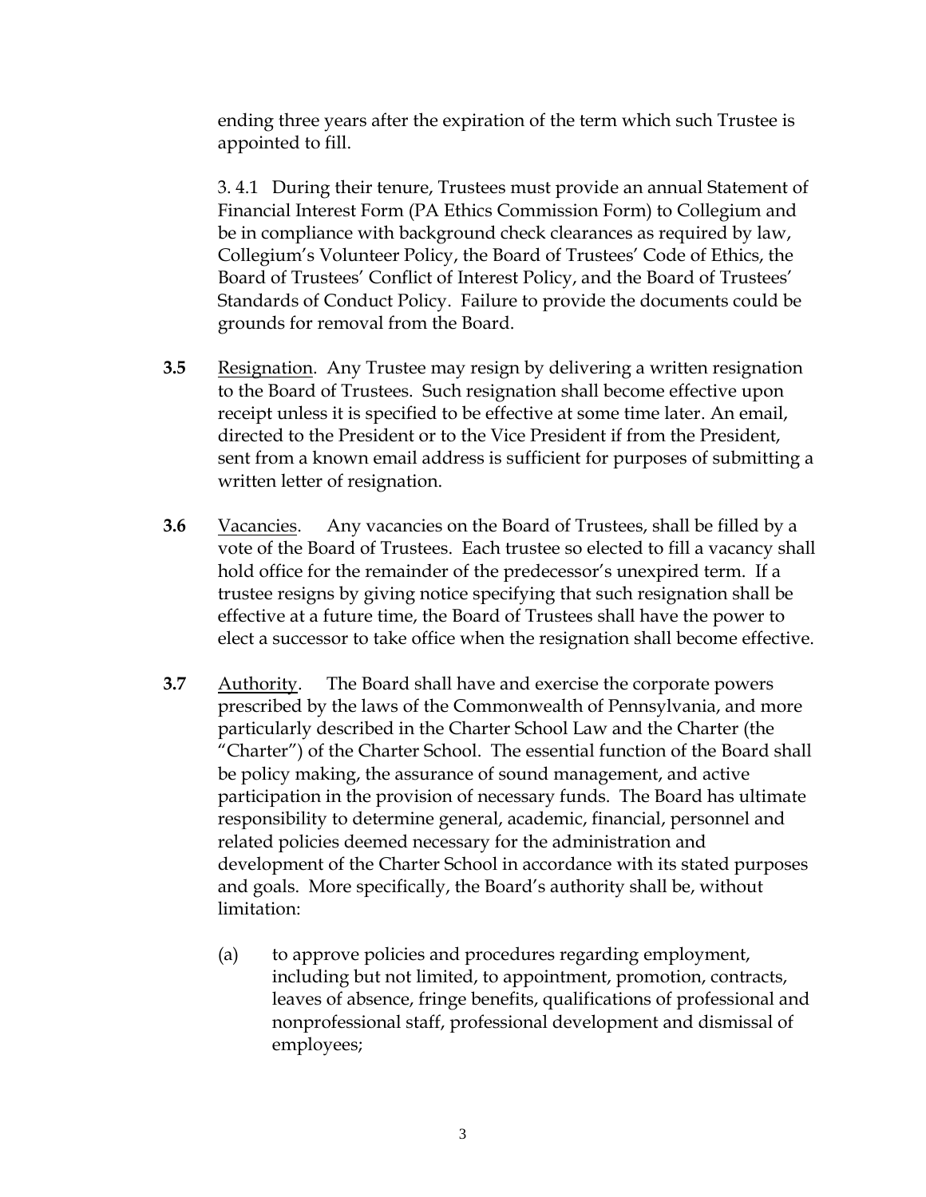ending three years after the expiration of the term which such Trustee is appointed to fill.

3. 4.1 During their tenure, Trustees must provide an annual Statement of Financial Interest Form (PA Ethics Commission Form) to Collegium and be in compliance with background check clearances as required by law, Collegium's Volunteer Policy, the Board of Trustees' Code of Ethics, the Board of Trustees' Conflict of Interest Policy, and the Board of Trustees' Standards of Conduct Policy. Failure to provide the documents could be grounds for removal from the Board.

**3.5** <u>Resignation</u>. Any Trustee may resign by delivering a written resignation to the Board of Trustees. Such resignation shall become effective upon receipt unless it is specified to be effective at some time later. An email, directed to the President or to the Vice President if from the President, sent from a known email address is sufficient for purposes of submitting a written letter of resignation.

**3.6** <u>Vacancies</u>. Any vacancies on the Board of Trustees, shall be filled by a vote of the Board of Trustees. Each trustee so elected to fill a vacancy shall hold office for the remainder of the predecessor's unexpired term. If a trustee resigns by giving notice specifying that such resignation shall be effective at a future time, the Board of Trustees shall have the power to elect a successor to take office when the resignation shall become effective.

**3.7** <u>Authority</u>. The Board shall have and exercise the corporate powers prescribed by the laws of the Commonwealth of Pennsylvania, and more particularly described in the Charter School Law and the Charter (the "Charter") of the Charter School. The essential function of the Board shall be policy making, the assurance of sound management, and active participation in the provision of necessary funds. The Board has ultimate responsibility to determine general, academic, financial, personnel and related policies deemed necessary for the administration and development of the Charter School in accordance with its stated purposes and goals. More specifically, the Board's authority shall be, without limitation:

(a) to approve policies and procedures regarding employment, including but not limited, to appointment, promotion, contracts, leaves of absence, fringe benefits, qualifications of professional and nonprofessional staff, professional development and dismissal of employees;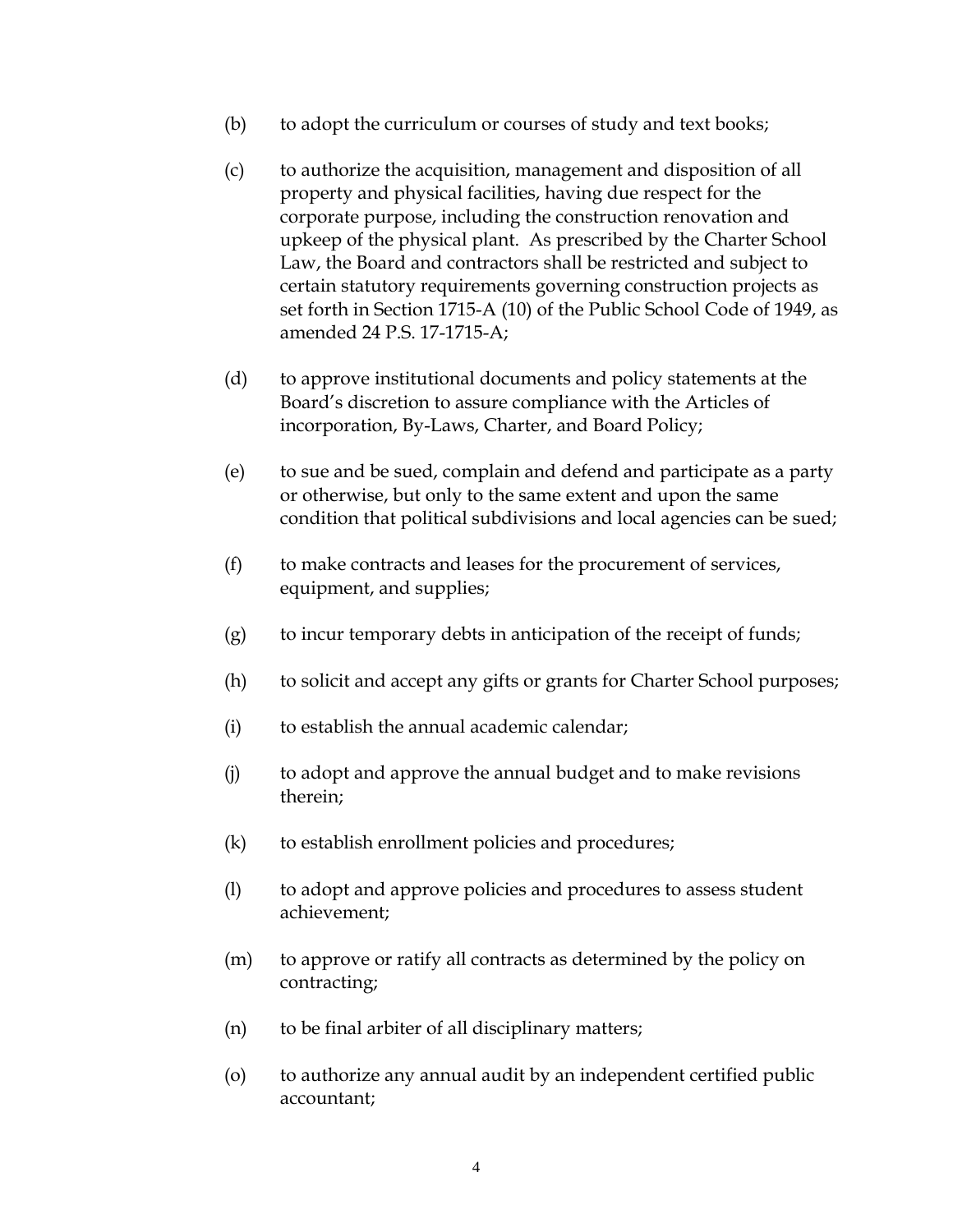(b) to adopt the curriculum or courses of study and text books;

(c) to authorize the acquisition, management and disposition of all property and physical facilities, having due respect for the corporate purpose, including the construction renovation and upkeep of the physical plant. As prescribed by the Charter School Law, the Board and contractors shall be restricted and subject to certain statutory requirements governing construction projects as set forth in Section 1715-A (10) of the Public School Code of 1949, as amended 24 P.S. 17-1715-A;

(d) to approve institutional documents and policy statements at the Board's discretion to assure compliance with the Articles of incorporation, By-Laws, Charter, and Board Policy;

(e) to sue and be sued, complain and defend and participate as a party or otherwise, but only to the same extent and upon the same condition that political subdivisions and local agencies can be sued;

(f) to make contracts and leases for the procurement of services, equipment, and supplies;

(g) to incur temporary debts in anticipation of the receipt of funds;

(h) to solicit and accept any gifts or grants for Charter School purposes;

(i) to establish the annual academic calendar;

(j) to adopt and approve the annual budget and to make revisions therein;

(k) to establish enrollment policies and procedures;

(l) to adopt and approve policies and procedures to assess student achievement;

(m) to approve or ratify all contracts as determined by the policy on contracting;

(n) to be final arbiter of all disciplinary matters;

(o) to authorize any annual audit by an independent certified public accountant;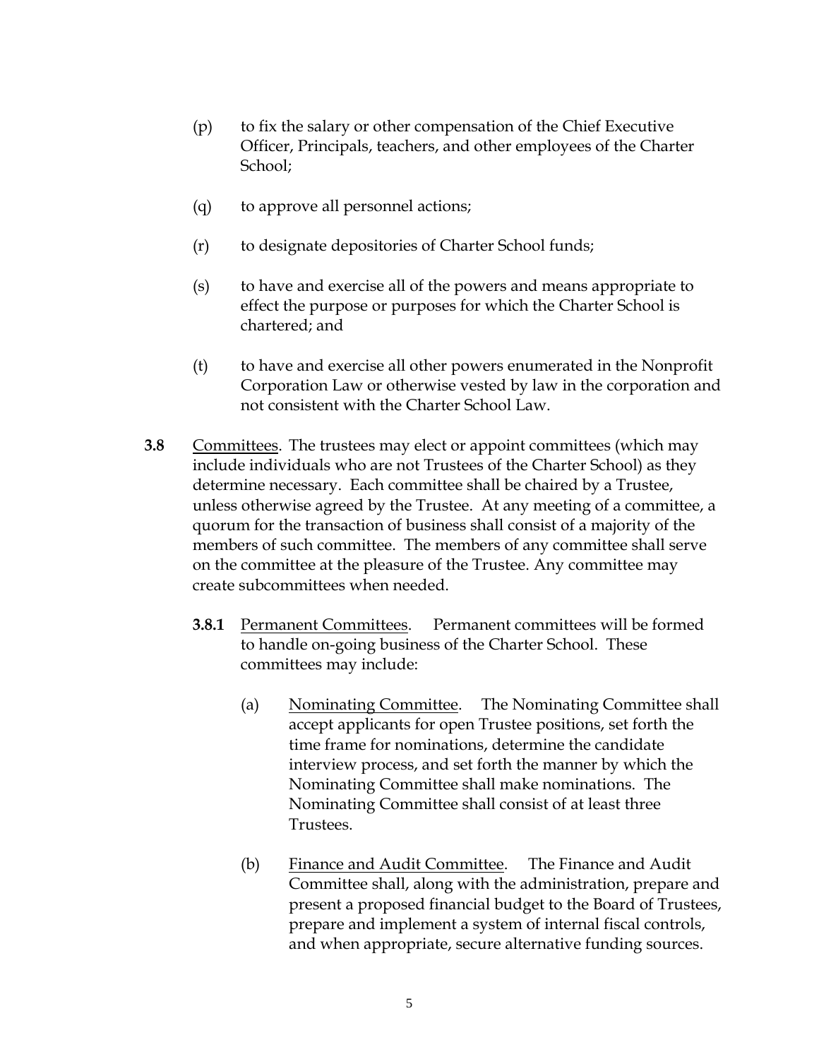(p) to fix the salary or other compensation of the Chief Executive Officer, Principals, teachers, and other employees of the Charter School;

(q) to approve all personnel actions;

(r) to designate depositories of Charter School funds;

(s) to have and exercise all of the powers and means appropriate to effect the purpose or purposes for which the Charter School is chartered; and

(t) to have and exercise all other powers enumerated in the Nonprofit Corporation Law or otherwise vested by law in the corporation and not consistent with the Charter School Law.

**3.8** Committees. The trustees may elect or appoint committees (which may include individuals who are not Trustees of the Charter School) as they determine necessary. Each committee shall be chaired by a Trustee, unless otherwise agreed by the Trustee. At any meeting of a committee, a quorum for the transaction of business shall consist of a majority of the members of such committee. The members of any committee shall serve on the committee at the pleasure of the Trustee. Any committee may create subcommittees when needed.

**3.8.1** Permanent Committees. Permanent committees will be formed to handle on-going business of the Charter School. These committees may include:

(a) Nominating Committee. The Nominating Committee shall accept applicants for open Trustee positions, set forth the time frame for nominations, determine the candidate interview process, and set forth the manner by which the Nominating Committee shall make nominations. The Nominating Committee shall consist of at least three Trustees.

(b) Finance and Audit Committee. The Finance and Audit Committee shall, along with the administration, prepare and present a proposed financial budget to the Board of Trustees, prepare and implement a system of internal fiscal controls, and when appropriate, secure alternative funding sources.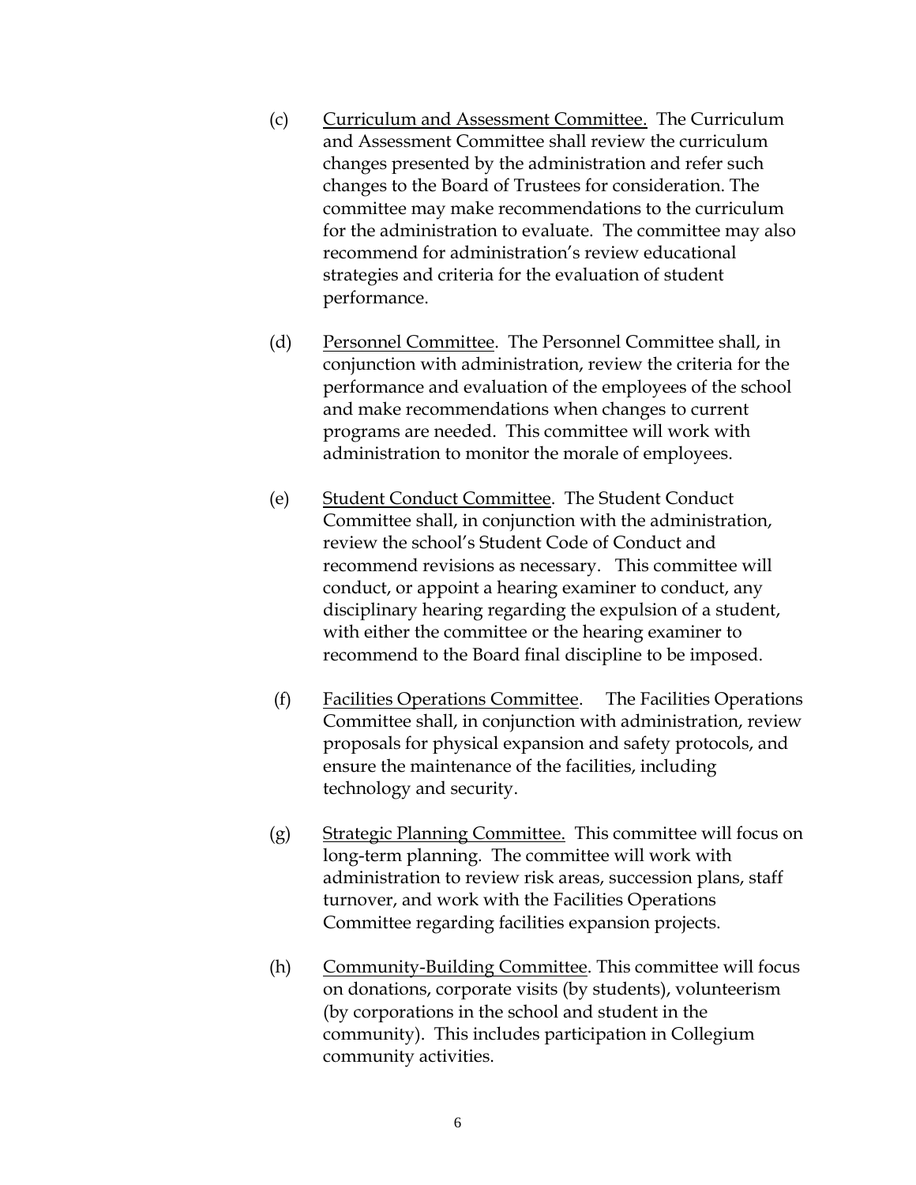(c) <u>Curriculum and Assessment Committee.</u> The Curriculum and Assessment Committee shall review the curriculum changes presented by the administration and refer such changes to the Board of Trustees for consideration. The committee may make recommendations to the curriculum for the administration to evaluate. The committee may also recommend for administration's review educational strategies and criteria for the evaluation of student performance.

(d) <u>Personnel Committee</u>. The Personnel Committee shall, in conjunction with administration, review the criteria for the performance and evaluation of the employees of the school and make recommendations when changes to current programs are needed. This committee will work with administration to monitor the morale of employees.

(e) <u>Student Conduct Committee</u>. The Student Conduct Committee shall, in conjunction with the administration, review the school's Student Code of Conduct and recommend revisions as necessary. This committee will conduct, or appoint a hearing examiner to conduct, any disciplinary hearing regarding the expulsion of a student, with either the committee or the hearing examiner to recommend to the Board final discipline to be imposed.

(f) <u>Facilities Operations Committee</u>. The Facilities Operations Committee shall, in conjunction with administration, review proposals for physical expansion and safety protocols, and ensure the maintenance of the facilities, including technology and security.

(g) <u>Strategic Planning Committee.</u> This committee will focus on long-term planning. The committee will work with administration to review risk areas, succession plans, staff turnover, and work with the Facilities Operations Committee regarding facilities expansion projects.

(h) <u>Community-Building Committee</u>. This committee will focus on donations, corporate visits (by students), volunteerism (by corporations in the school and student in the community). This includes participation in Collegium community activities.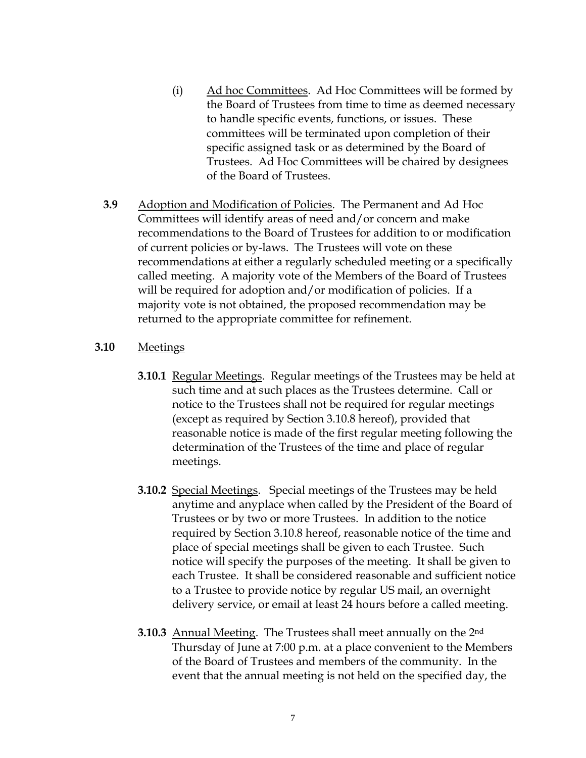(i) Ad hoc Committees. Ad Hoc Committees will be formed by the Board of Trustees from time to time as deemed necessary to handle specific events, functions, or issues. These committees will be terminated upon completion of their specific assigned task or as determined by the Board of Trustees. Ad Hoc Committees will be chaired by designees of the Board of Trustees.

**3.9** Adoption and Modification of Policies. The Permanent and Ad Hoc Committees will identify areas of need and/or concern and make recommendations to the Board of Trustees for addition to or modification of current policies or by-laws. The Trustees will vote on these recommendations at either a regularly scheduled meeting or a specifically called meeting. A majority vote of the Members of the Board of Trustees will be required for adoption and/or modification of policies. If a majority vote is not obtained, the proposed recommendation may be returned to the appropriate committee for refinement.

**3.10** Meetings

**3.10.1** Regular Meetings. Regular meetings of the Trustees may be held at such time and at such places as the Trustees determine. Call or notice to the Trustees shall not be required for regular meetings (except as required by Section 3.10.8 hereof), provided that reasonable notice is made of the first regular meeting following the determination of the Trustees of the time and place of regular meetings.

**3.10.2** Special Meetings. Special meetings of the Trustees may be held anytime and anyplace when called by the President of the Board of Trustees or by two or more Trustees. In addition to the notice required by Section 3.10.8 hereof, reasonable notice of the time and place of special meetings shall be given to each Trustee. Such notice will specify the purposes of the meeting. It shall be given to each Trustee. It shall be considered reasonable and sufficient notice to a Trustee to provide notice by regular US mail, an overnight delivery service, or email at least 24 hours before a called meeting.

**3.10.3** Annual Meeting. The Trustees shall meet annually on the 2nd Thursday of June at 7:00 p.m. at a place convenient to the Members of the Board of Trustees and members of the community. In the event that the annual meeting is not held on the specified day, the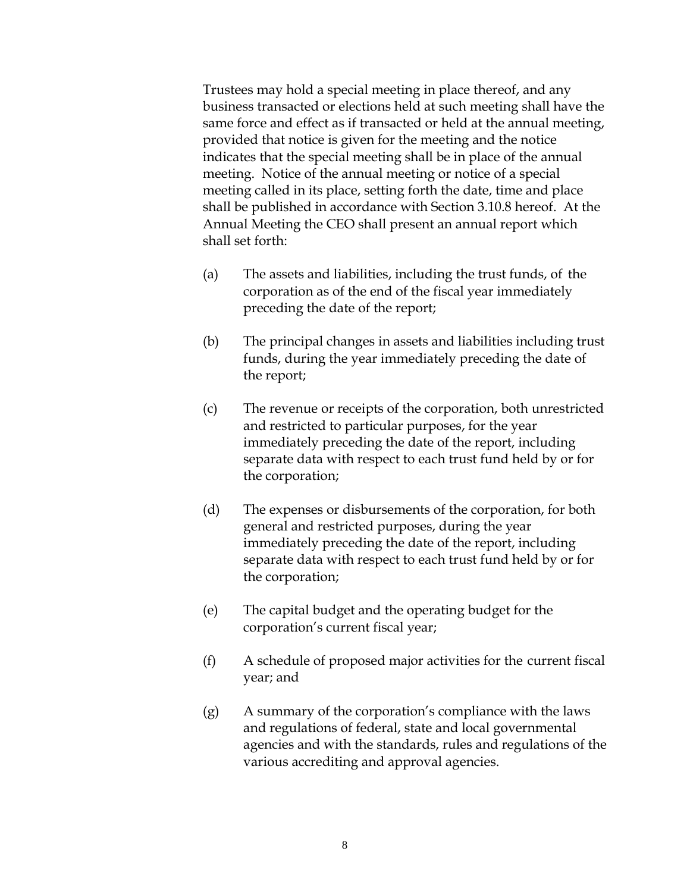Trustees may hold a special meeting in place thereof, and any business transacted or elections held at such meeting shall have the same force and effect as if transacted or held at the annual meeting, provided that notice is given for the meeting and the notice indicates that the special meeting shall be in place of the annual meeting. Notice of the annual meeting or notice of a special meeting called in its place, setting forth the date, time and place shall be published in accordance with Section 3.10.8 hereof. At the Annual Meeting the CEO shall present an annual report which shall set forth:

(a) The assets and liabilities, including the trust funds, of the corporation as of the end of the fiscal year immediately preceding the date of the report;

(b) The principal changes in assets and liabilities including trust funds, during the year immediately preceding the date of the report;

(c) The revenue or receipts of the corporation, both unrestricted and restricted to particular purposes, for the year immediately preceding the date of the report, including separate data with respect to each trust fund held by or for the corporation;

(d) The expenses or disbursements of the corporation, for both general and restricted purposes, during the year immediately preceding the date of the report, including separate data with respect to each trust fund held by or for the corporation;

(e) The capital budget and the operating budget for the corporation's current fiscal year;

(f) A schedule of proposed major activities for the current fiscal year; and

(g) A summary of the corporation's compliance with the laws and regulations of federal, state and local governmental agencies and with the standards, rules and regulations of the various accrediting and approval agencies.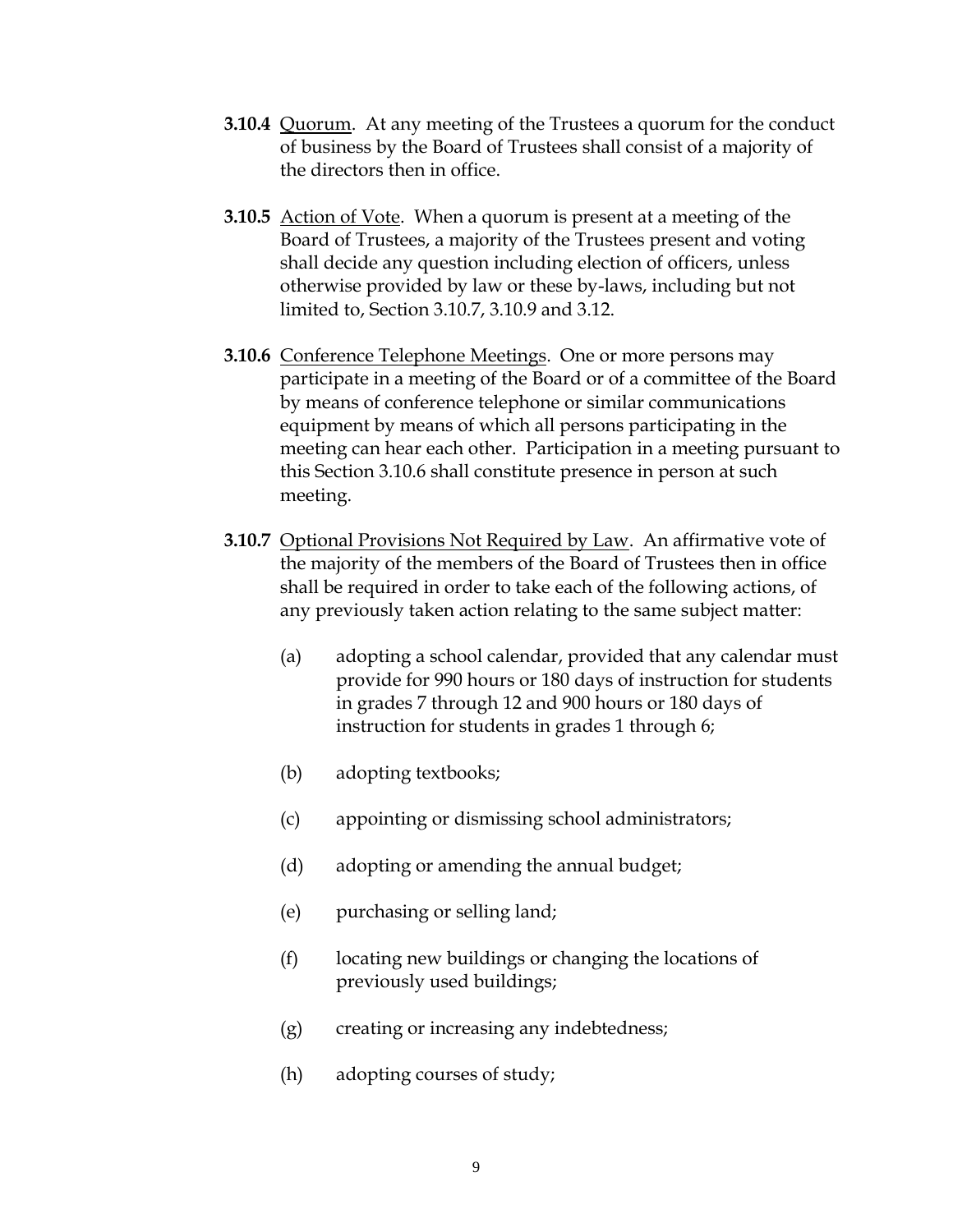**3.10.4** Quorum. At any meeting of the Trustees a quorum for the conduct of business by the Board of Trustees shall consist of a majority of the directors then in office.

**3.10.5** Action of Vote. When a quorum is present at a meeting of the Board of Trustees, a majority of the Trustees present and voting shall decide any question including election of officers, unless otherwise provided by law or these by-laws, including but not limited to, Section 3.10.7, 3.10.9 and 3.12.

**3.10.6** Conference Telephone Meetings. One or more persons may participate in a meeting of the Board or of a committee of the Board by means of conference telephone or similar communications equipment by means of which all persons participating in the meeting can hear each other. Participation in a meeting pursuant to this Section 3.10.6 shall constitute presence in person at such meeting.

**3.10.7** Optional Provisions Not Required by Law. An affirmative vote of the majority of the members of the Board of Trustees then in office shall be required in order to take each of the following actions, of any previously taken action relating to the same subject matter:

(a) adopting a school calendar, provided that any calendar must provide for 990 hours or 180 days of instruction for students in grades 7 through 12 and 900 hours or 180 days of instruction for students in grades 1 through 6;

(b) adopting textbooks;

(c) appointing or dismissing school administrators;

(d) adopting or amending the annual budget;

(e) purchasing or selling land;

(f) locating new buildings or changing the locations of previously used buildings;

(g) creating or increasing any indebtedness;

(h) adopting courses of study;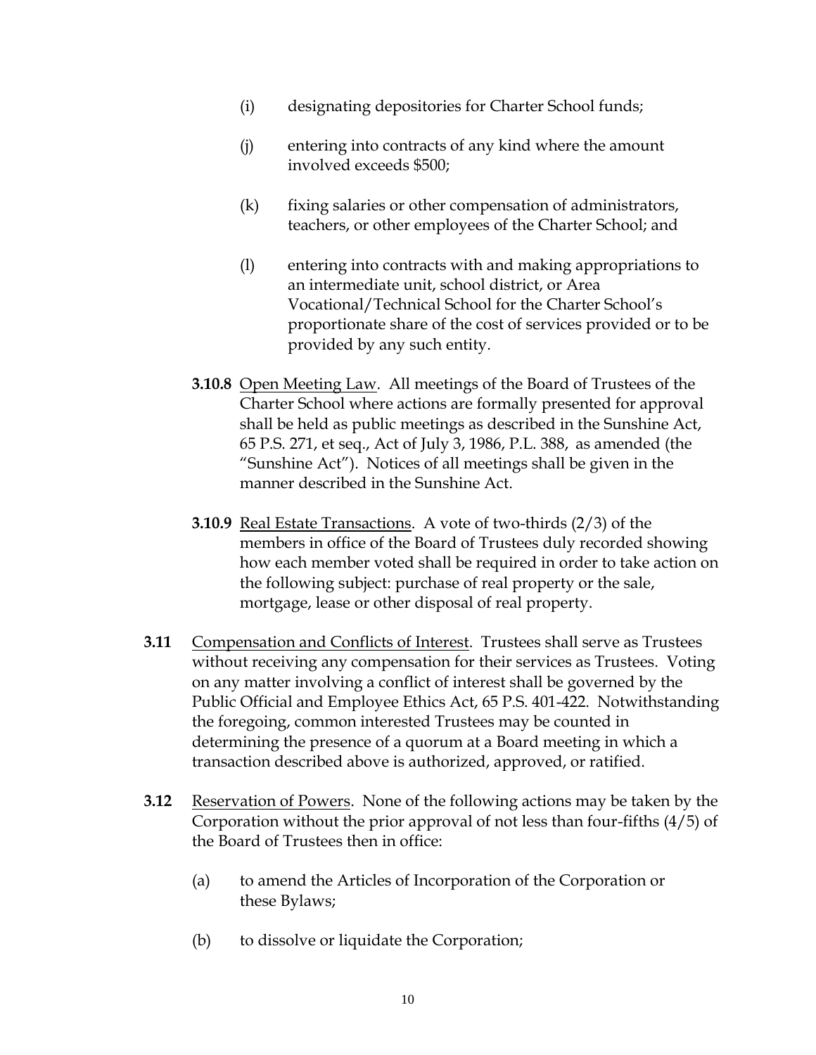(i) designating depositories for Charter School funds;

(j) entering into contracts of any kind where the amount involved exceeds $500;

(k) fixing salaries or other compensation of administrators, teachers, or other employees of the Charter School; and

(l) entering into contracts with and making appropriations to an intermediate unit, school district, or Area Vocational/Technical School for the Charter School's proportionate share of the cost of services provided or to be provided by any such entity.

**3.10.8** Open Meeting Law. All meetings of the Board of Trustees of the Charter School where actions are formally presented for approval shall be held as public meetings as described in the Sunshine Act, 65 P.S. 271, et seq., Act of July 3, 1986, P.L. 388, as amended (the "Sunshine Act"). Notices of all meetings shall be given in the manner described in the Sunshine Act.

**3.10.9** Real Estate Transactions. A vote of two-thirds (2/3) of the members in office of the Board of Trustees duly recorded showing how each member voted shall be required in order to take action on the following subject: purchase of real property or the sale, mortgage, lease or other disposal of real property.

**3.11** Compensation and Conflicts of Interest. Trustees shall serve as Trustees without receiving any compensation for their services as Trustees. Voting on any matter involving a conflict of interest shall be governed by the Public Official and Employee Ethics Act, 65 P.S. 401-422. Notwithstanding the foregoing, common interested Trustees may be counted in determining the presence of a quorum at a Board meeting in which a transaction described above is authorized, approved, or ratified.

**3.12** Reservation of Powers. None of the following actions may be taken by the Corporation without the prior approval of not less than four-fifths (4/5) of the Board of Trustees then in office:

(a) to amend the Articles of Incorporation of the Corporation or these Bylaws;

(b) to dissolve or liquidate the Corporation;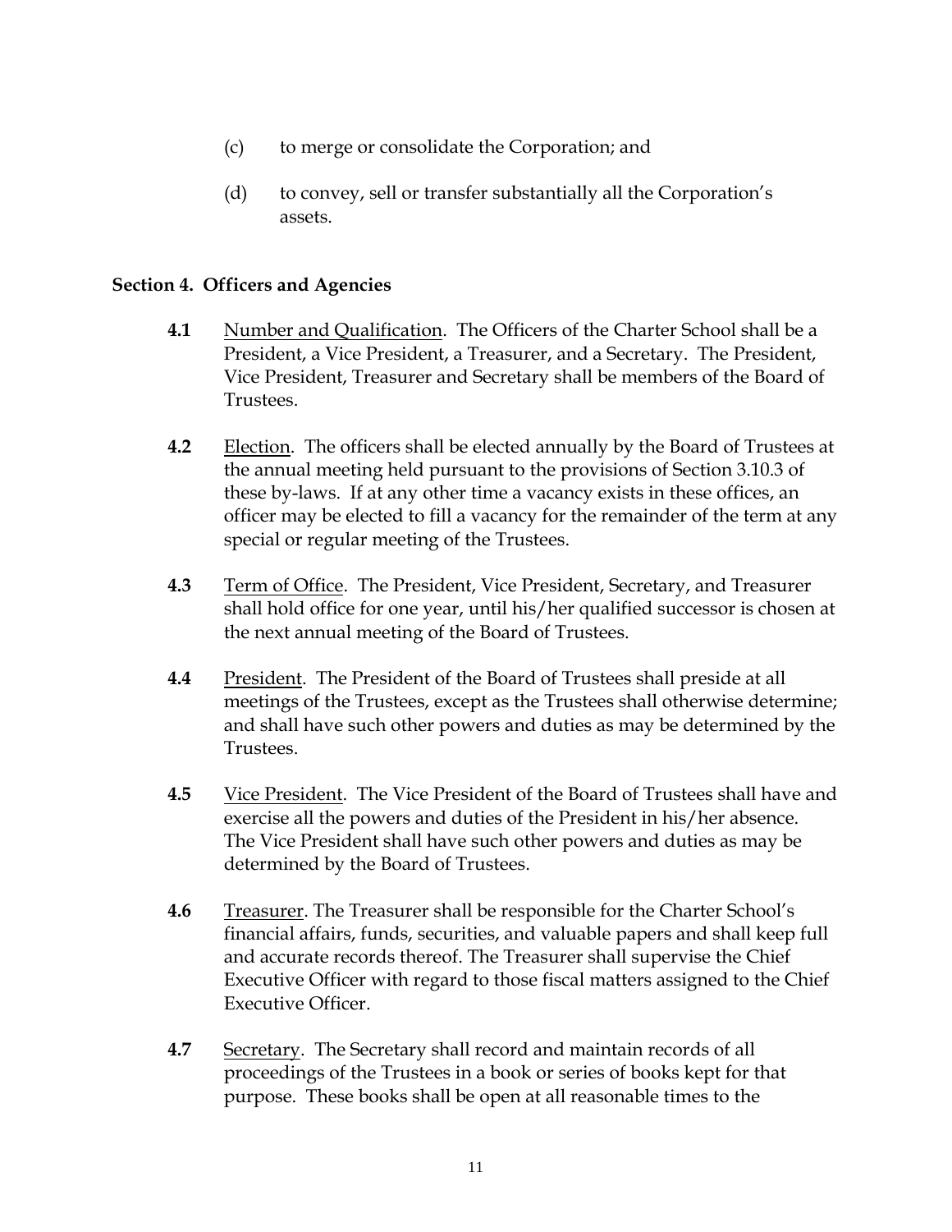(c) to merge or consolidate the Corporation; and

(d) to convey, sell or transfer substantially all the Corporation's assets.

## Section 4. Officers and Agencies

**4.1** Number and Qualification. The Officers of the Charter School shall be a President, a Vice President, a Treasurer, and a Secretary. The President, Vice President, Treasurer and Secretary shall be members of the Board of Trustees.

**4.2** Election. The officers shall be elected annually by the Board of Trustees at the annual meeting held pursuant to the provisions of Section 3.10.3 of these by-laws. If at any other time a vacancy exists in these offices, an officer may be elected to fill a vacancy for the remainder of the term at any special or regular meeting of the Trustees.

**4.3** Term of Office. The President, Vice President, Secretary, and Treasurer shall hold office for one year, until his/her qualified successor is chosen at the next annual meeting of the Board of Trustees.

**4.4** President. The President of the Board of Trustees shall preside at all meetings of the Trustees, except as the Trustees shall otherwise determine; and shall have such other powers and duties as may be determined by the Trustees.

**4.5** Vice President. The Vice President of the Board of Trustees shall have and exercise all the powers and duties of the President in his/her absence. The Vice President shall have such other powers and duties as may be determined by the Board of Trustees.

**4.6** Treasurer. The Treasurer shall be responsible for the Charter School's financial affairs, funds, securities, and valuable papers and shall keep full and accurate records thereof. The Treasurer shall supervise the Chief Executive Officer with regard to those fiscal matters assigned to the Chief Executive Officer.

**4.7** Secretary. The Secretary shall record and maintain records of all proceedings of the Trustees in a book or series of books kept for that purpose. These books shall be open at all reasonable times to the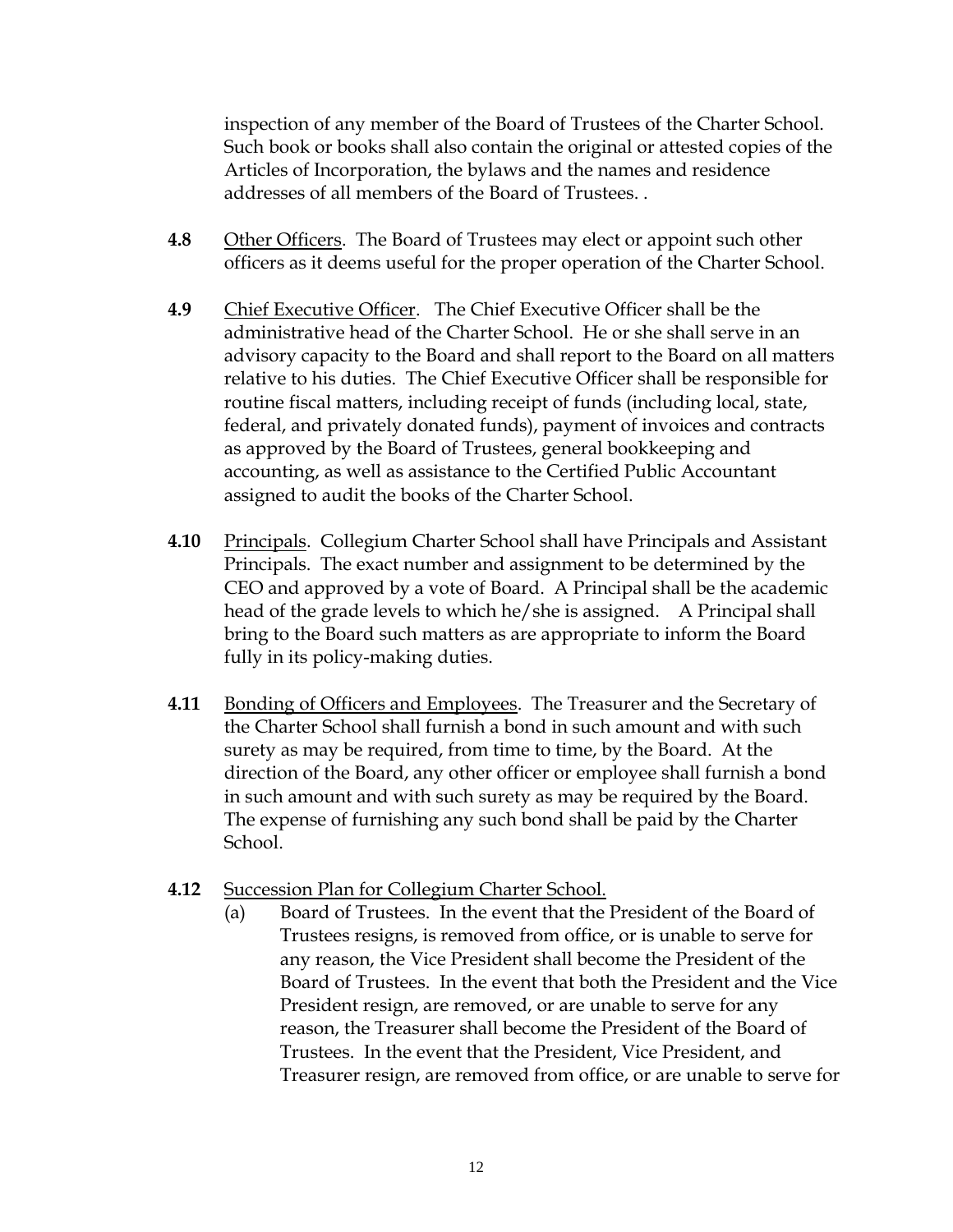inspection of any member of the Board of Trustees of the Charter School. Such book or books shall also contain the original or attested copies of the Articles of Incorporation, the bylaws and the names and residence addresses of all members of the Board of Trustees. .

**4.8** Other Officers. The Board of Trustees may elect or appoint such other officers as it deems useful for the proper operation of the Charter School.

**4.9** Chief Executive Officer. The Chief Executive Officer shall be the administrative head of the Charter School. He or she shall serve in an advisory capacity to the Board and shall report to the Board on all matters relative to his duties. The Chief Executive Officer shall be responsible for routine fiscal matters, including receipt of funds (including local, state, federal, and privately donated funds), payment of invoices and contracts as approved by the Board of Trustees, general bookkeeping and accounting, as well as assistance to the Certified Public Accountant assigned to audit the books of the Charter School.

**4.10** Principals. Collegium Charter School shall have Principals and Assistant Principals. The exact number and assignment to be determined by the CEO and approved by a vote of Board. A Principal shall be the academic head of the grade levels to which he/she is assigned. A Principal shall bring to the Board such matters as are appropriate to inform the Board fully in its policy-making duties.

**4.11** Bonding of Officers and Employees. The Treasurer and the Secretary of the Charter School shall furnish a bond in such amount and with such surety as may be required, from time to time, by the Board. At the direction of the Board, any other officer or employee shall furnish a bond in such amount and with such surety as may be required by the Board. The expense of furnishing any such bond shall be paid by the Charter School.

**4.12** Succession Plan for Collegium Charter School.

(a) Board of Trustees. In the event that the President of the Board of Trustees resigns, is removed from office, or is unable to serve for any reason, the Vice President shall become the President of the Board of Trustees. In the event that both the President and the Vice President resign, are removed, or are unable to serve for any reason, the Treasurer shall become the President of the Board of Trustees. In the event that the President, Vice President, and Treasurer resign, are removed from office, or are unable to serve for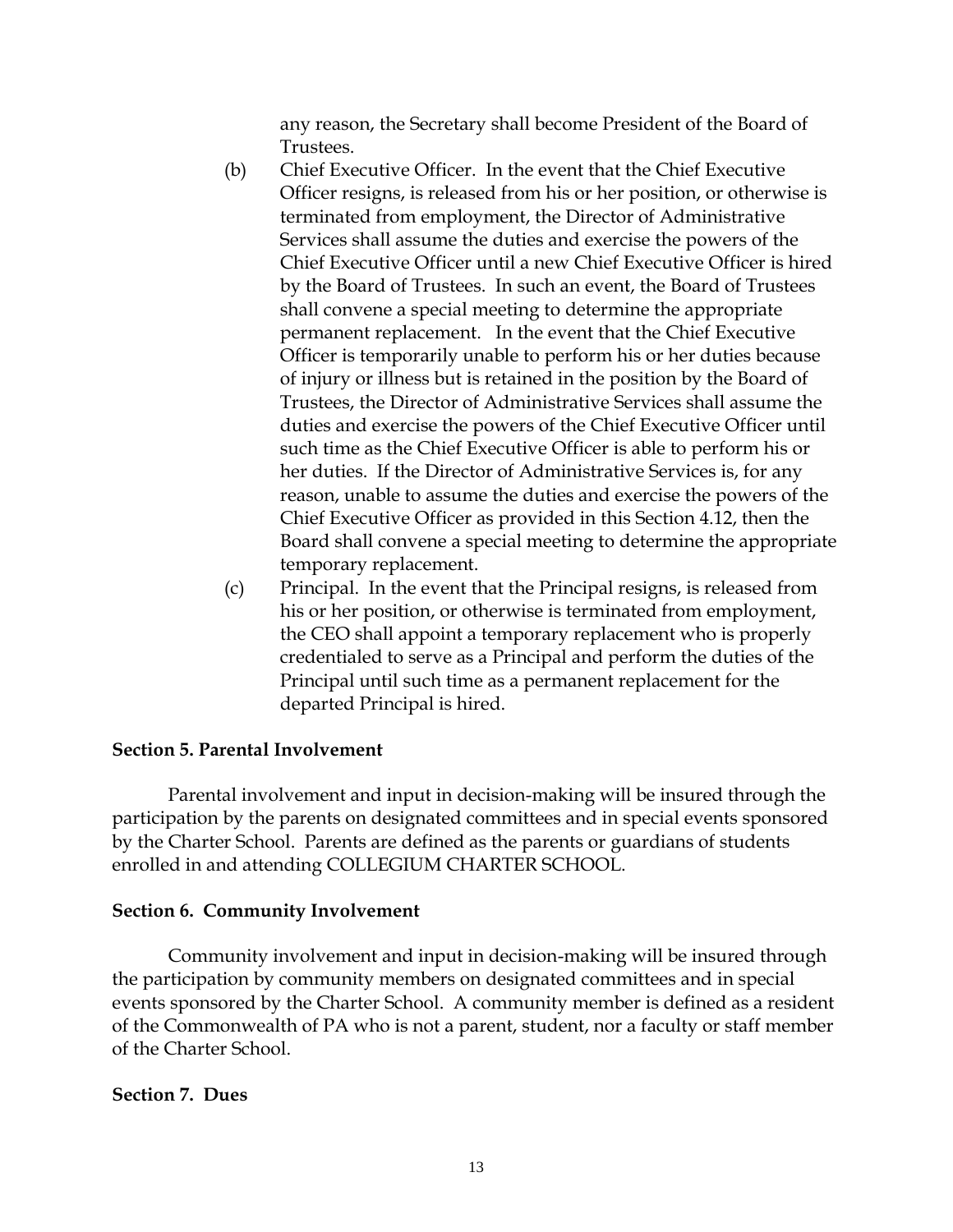any reason, the Secretary shall become President of the Board of Trustees.

(b) Chief Executive Officer. In the event that the Chief Executive Officer resigns, is released from his or her position, or otherwise is terminated from employment, the Director of Administrative Services shall assume the duties and exercise the powers of the Chief Executive Officer until a new Chief Executive Officer is hired by the Board of Trustees. In such an event, the Board of Trustees shall convene a special meeting to determine the appropriate permanent replacement. In the event that the Chief Executive Officer is temporarily unable to perform his or her duties because of injury or illness but is retained in the position by the Board of Trustees, the Director of Administrative Services shall assume the duties and exercise the powers of the Chief Executive Officer until such time as the Chief Executive Officer is able to perform his or her duties. If the Director of Administrative Services is, for any reason, unable to assume the duties and exercise the powers of the Chief Executive Officer as provided in this Section 4.12, then the Board shall convene a special meeting to determine the appropriate temporary replacement.

(c) Principal. In the event that the Principal resigns, is released from his or her position, or otherwise is terminated from employment, the CEO shall appoint a temporary replacement who is properly credentialed to serve as a Principal and perform the duties of the Principal until such time as a permanent replacement for the departed Principal is hired.

**Section 5. Parental Involvement**

Parental involvement and input in decision-making will be insured through the participation by the parents on designated committees and in special events sponsored by the Charter School. Parents are defined as the parents or guardians of students enrolled in and attending COLLEGIUM CHARTER SCHOOL.

**Section 6. Community Involvement**

Community involvement and input in decision-making will be insured through the participation by community members on designated committees and in special events sponsored by the Charter School. A community member is defined as a resident of the Commonwealth of PA who is not a parent, student, nor a faculty or staff member of the Charter School.

**Section 7. Dues**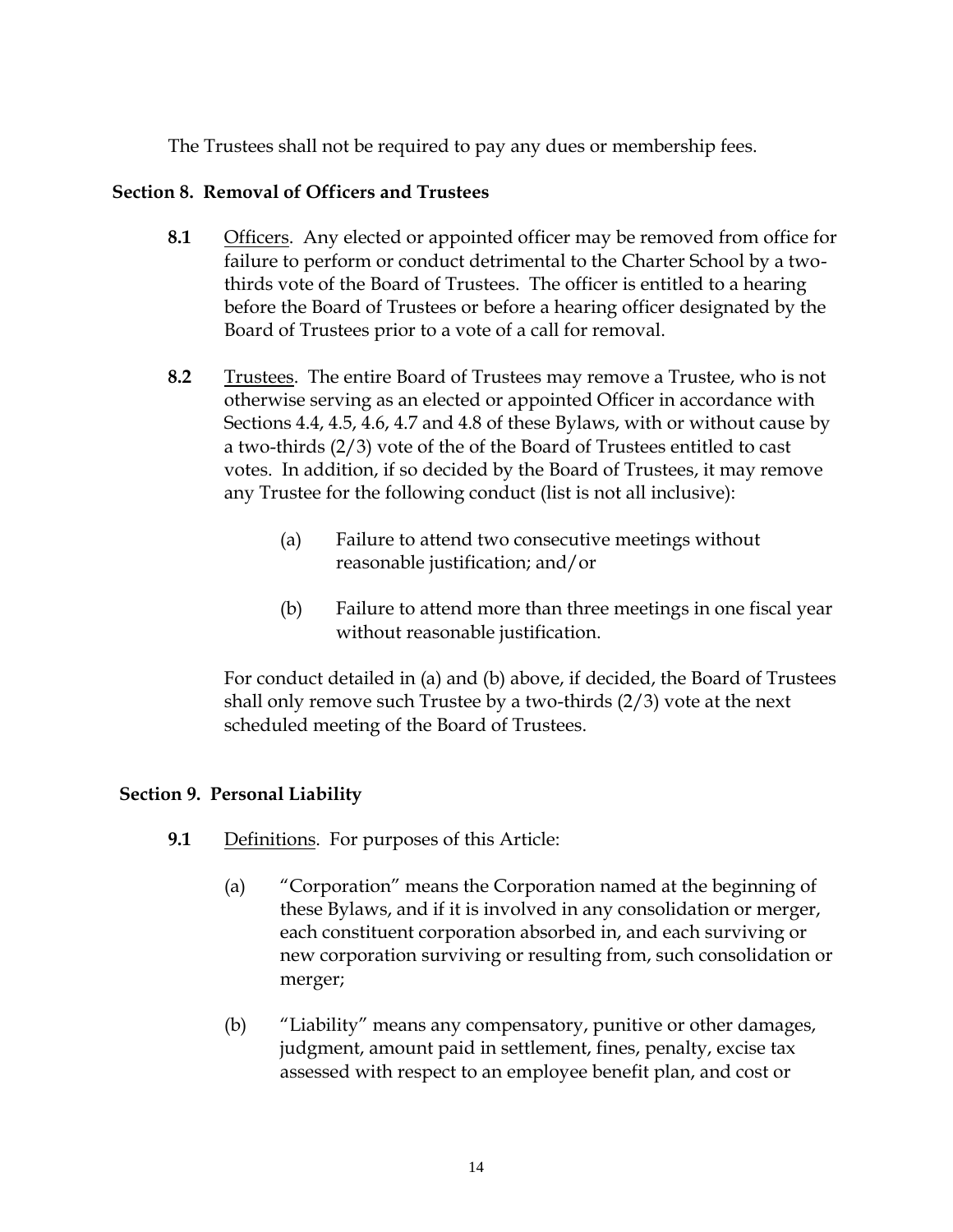The Trustees shall not be required to pay any dues or membership fees.

### Section 8. Removal of Officers and Trustees

**8.1** Officers. Any elected or appointed officer may be removed from office for failure to perform or conduct detrimental to the Charter School by a two-thirds vote of the Board of Trustees. The officer is entitled to a hearing before the Board of Trustees or before a hearing officer designated by the Board of Trustees prior to a vote of a call for removal.

**8.2** Trustees. The entire Board of Trustees may remove a Trustee, who is not otherwise serving as an elected or appointed Officer in accordance with Sections 4.4, 4.5, 4.6, 4.7 and 4.8 of these Bylaws, with or without cause by a two-thirds (2/3) vote of the of the Board of Trustees entitled to cast votes. In addition, if so decided by the Board of Trustees, it may remove any Trustee for the following conduct (list is not all inclusive):

(a) Failure to attend two consecutive meetings without reasonable justification; and/or

(b) Failure to attend more than three meetings in one fiscal year without reasonable justification.

For conduct detailed in (a) and (b) above, if decided, the Board of Trustees shall only remove such Trustee by a two-thirds (2/3) vote at the next scheduled meeting of the Board of Trustees.

### Section 9. Personal Liability

**9.1** Definitions. For purposes of this Article:

(a) "Corporation" means the Corporation named at the beginning of these Bylaws, and if it is involved in any consolidation or merger, each constituent corporation absorbed in, and each surviving or new corporation surviving or resulting from, such consolidation or merger;

(b) "Liability" means any compensatory, punitive or other damages, judgment, amount paid in settlement, fines, penalty, excise tax assessed with respect to an employee benefit plan, and cost or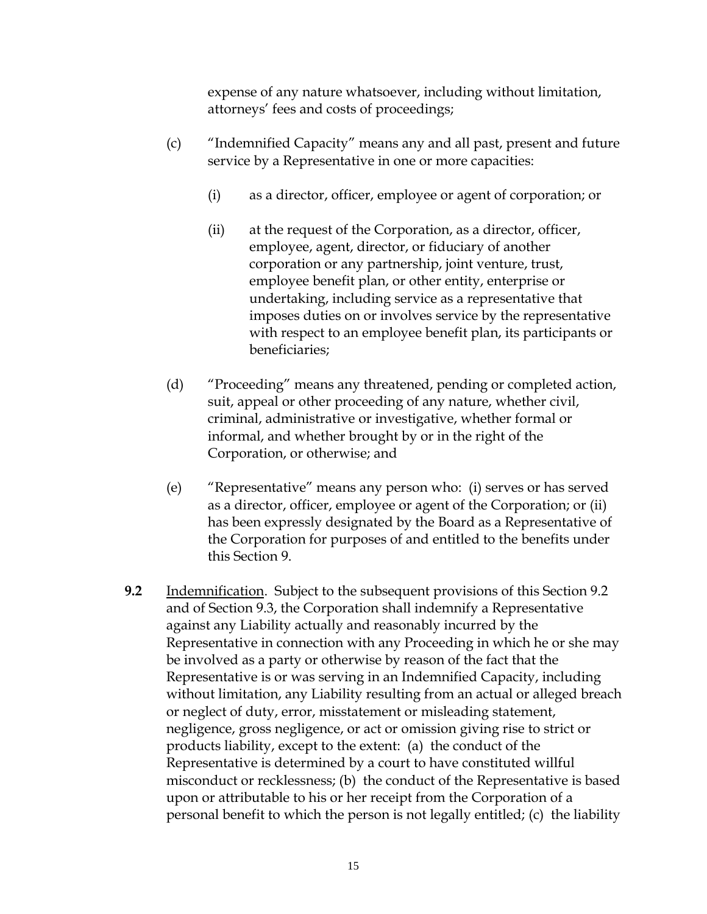expense of any nature whatsoever, including without limitation, attorneys' fees and costs of proceedings;

(c) "Indemnified Capacity" means any and all past, present and future service by a Representative in one or more capacities:

(i) as a director, officer, employee or agent of corporation; or

(ii) at the request of the Corporation, as a director, officer, employee, agent, director, or fiduciary of another corporation or any partnership, joint venture, trust, employee benefit plan, or other entity, enterprise or undertaking, including service as a representative that imposes duties on or involves service by the representative with respect to an employee benefit plan, its participants or beneficiaries;

(d) "Proceeding" means any threatened, pending or completed action, suit, appeal or other proceeding of any nature, whether civil, criminal, administrative or investigative, whether formal or informal, and whether brought by or in the right of the Corporation, or otherwise; and

(e) "Representative" means any person who: (i) serves or has served as a director, officer, employee or agent of the Corporation; or (ii) has been expressly designated by the Board as a Representative of the Corporation for purposes of and entitled to the benefits under this Section 9.

**9.2** Indemnification. Subject to the subsequent provisions of this Section 9.2 and of Section 9.3, the Corporation shall indemnify a Representative against any Liability actually and reasonably incurred by the Representative in connection with any Proceeding in which he or she may be involved as a party or otherwise by reason of the fact that the Representative is or was serving in an Indemnified Capacity, including without limitation, any Liability resulting from an actual or alleged breach or neglect of duty, error, misstatement or misleading statement, negligence, gross negligence, or act or omission giving rise to strict or products liability, except to the extent: (a) the conduct of the Representative is determined by a court to have constituted willful misconduct or recklessness; (b) the conduct of the Representative is based upon or attributable to his or her receipt from the Corporation of a personal benefit to which the person is not legally entitled; (c) the liability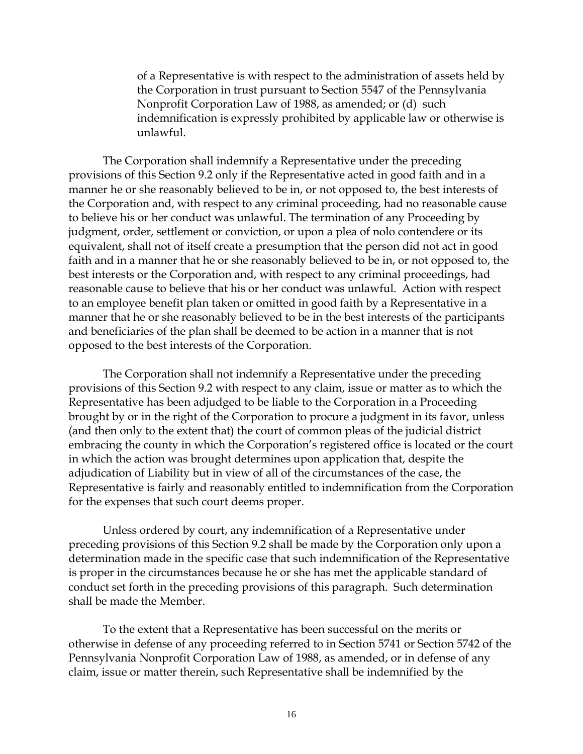of a Representative is with respect to the administration of assets held by the Corporation in trust pursuant to Section 5547 of the Pennsylvania Nonprofit Corporation Law of 1988, as amended; or (d) such indemnification is expressly prohibited by applicable law or otherwise is unlawful.

The Corporation shall indemnify a Representative under the preceding provisions of this Section 9.2 only if the Representative acted in good faith and in a manner he or she reasonably believed to be in, or not opposed to, the best interests of the Corporation and, with respect to any criminal proceeding, had no reasonable cause to believe his or her conduct was unlawful. The termination of any Proceeding by judgment, order, settlement or conviction, or upon a plea of nolo contendere or its equivalent, shall not of itself create a presumption that the person did not act in good faith and in a manner that he or she reasonably believed to be in, or not opposed to, the best interests or the Corporation and, with respect to any criminal proceedings, had reasonable cause to believe that his or her conduct was unlawful. Action with respect to an employee benefit plan taken or omitted in good faith by a Representative in a manner that he or she reasonably believed to be in the best interests of the participants and beneficiaries of the plan shall be deemed to be action in a manner that is not opposed to the best interests of the Corporation.

The Corporation shall not indemnify a Representative under the preceding provisions of this Section 9.2 with respect to any claim, issue or matter as to which the Representative has been adjudged to be liable to the Corporation in a Proceeding brought by or in the right of the Corporation to procure a judgment in its favor, unless (and then only to the extent that) the court of common pleas of the judicial district embracing the county in which the Corporation's registered office is located or the court in which the action was brought determines upon application that, despite the adjudication of Liability but in view of all of the circumstances of the case, the Representative is fairly and reasonably entitled to indemnification from the Corporation for the expenses that such court deems proper.

Unless ordered by court, any indemnification of a Representative under preceding provisions of this Section 9.2 shall be made by the Corporation only upon a determination made in the specific case that such indemnification of the Representative is proper in the circumstances because he or she has met the applicable standard of conduct set forth in the preceding provisions of this paragraph. Such determination shall be made the Member.

To the extent that a Representative has been successful on the merits or otherwise in defense of any proceeding referred to in Section 5741 or Section 5742 of the Pennsylvania Nonprofit Corporation Law of 1988, as amended, or in defense of any claim, issue or matter therein, such Representative shall be indemnified by the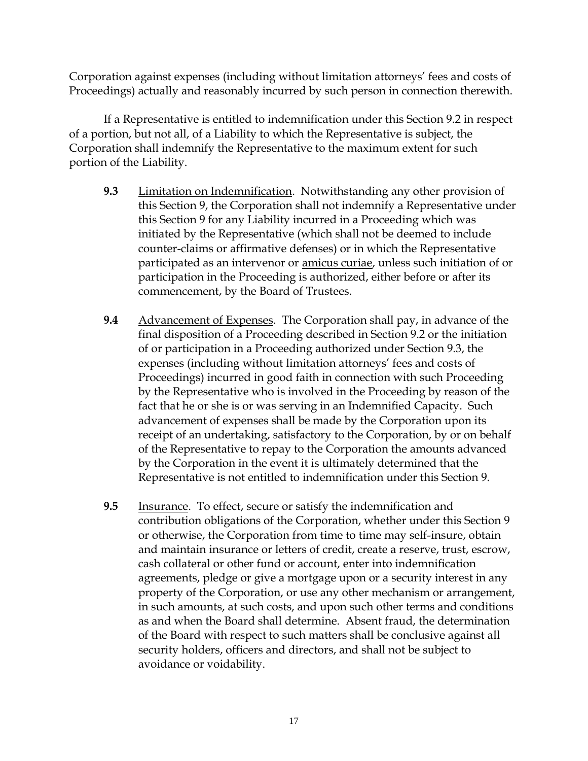Corporation against expenses (including without limitation attorneys' fees and costs of Proceedings) actually and reasonably incurred by such person in connection therewith.

If a Representative is entitled to indemnification under this Section 9.2 in respect of a portion, but not all, of a Liability to which the Representative is subject, the Corporation shall indemnify the Representative to the maximum extent for such portion of the Liability.

**9.3** Limitation on Indemnification. Notwithstanding any other provision of this Section 9, the Corporation shall not indemnify a Representative under this Section 9 for any Liability incurred in a Proceeding which was initiated by the Representative (which shall not be deemed to include counter-claims or affirmative defenses) or in which the Representative participated as an intervenor or amicus curiae, unless such initiation of or participation in the Proceeding is authorized, either before or after its commencement, by the Board of Trustees.

**9.4** Advancement of Expenses. The Corporation shall pay, in advance of the final disposition of a Proceeding described in Section 9.2 or the initiation of or participation in a Proceeding authorized under Section 9.3, the expenses (including without limitation attorneys' fees and costs of Proceedings) incurred in good faith in connection with such Proceeding by the Representative who is involved in the Proceeding by reason of the fact that he or she is or was serving in an Indemnified Capacity. Such advancement of expenses shall be made by the Corporation upon its receipt of an undertaking, satisfactory to the Corporation, by or on behalf of the Representative to repay to the Corporation the amounts advanced by the Corporation in the event it is ultimately determined that the Representative is not entitled to indemnification under this Section 9.

**9.5** Insurance. To effect, secure or satisfy the indemnification and contribution obligations of the Corporation, whether under this Section 9 or otherwise, the Corporation from time to time may self-insure, obtain and maintain insurance or letters of credit, create a reserve, trust, escrow, cash collateral or other fund or account, enter into indemnification agreements, pledge or give a mortgage upon or a security interest in any property of the Corporation, or use any other mechanism or arrangement, in such amounts, at such costs, and upon such other terms and conditions as and when the Board shall determine. Absent fraud, the determination of the Board with respect to such matters shall be conclusive against all security holders, officers and directors, and shall not be subject to avoidance or voidability.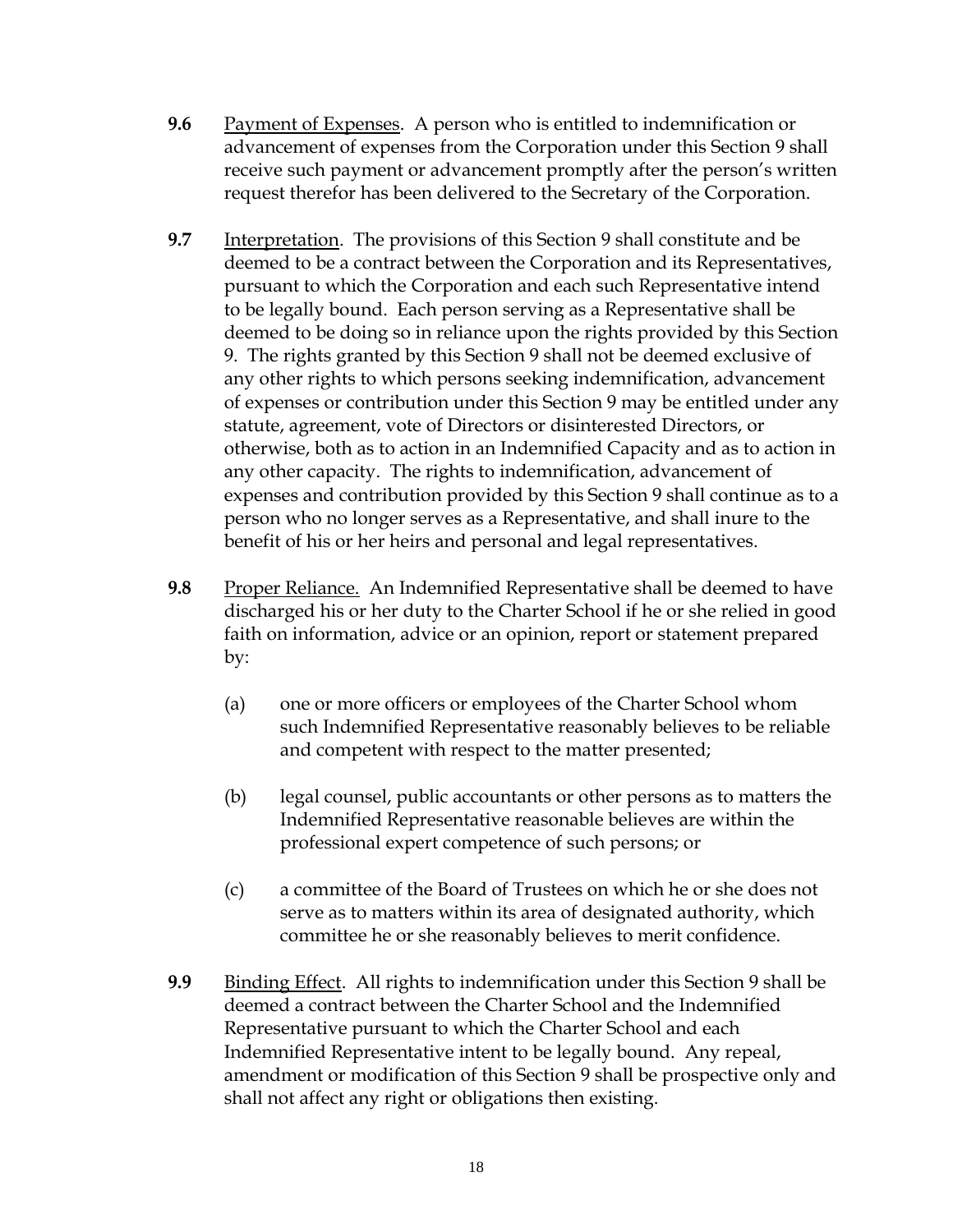**9.6** Payment of Expenses. A person who is entitled to indemnification or advancement of expenses from the Corporation under this Section 9 shall receive such payment or advancement promptly after the person's written request therefor has been delivered to the Secretary of the Corporation.

**9.7** Interpretation. The provisions of this Section 9 shall constitute and be deemed to be a contract between the Corporation and its Representatives, pursuant to which the Corporation and each such Representative intend to be legally bound. Each person serving as a Representative shall be deemed to be doing so in reliance upon the rights provided by this Section 9. The rights granted by this Section 9 shall not be deemed exclusive of any other rights to which persons seeking indemnification, advancement of expenses or contribution under this Section 9 may be entitled under any statute, agreement, vote of Directors or disinterested Directors, or otherwise, both as to action in an Indemnified Capacity and as to action in any other capacity. The rights to indemnification, advancement of expenses and contribution provided by this Section 9 shall continue as to a person who no longer serves as a Representative, and shall inure to the benefit of his or her heirs and personal and legal representatives.

**9.8** Proper Reliance. An Indemnified Representative shall be deemed to have discharged his or her duty to the Charter School if he or she relied in good faith on information, advice or an opinion, report or statement prepared by:

(a) one or more officers or employees of the Charter School whom such Indemnified Representative reasonably believes to be reliable and competent with respect to the matter presented;

(b) legal counsel, public accountants or other persons as to matters the Indemnified Representative reasonable believes are within the professional expert competence of such persons; or

(c) a committee of the Board of Trustees on which he or she does not serve as to matters within its area of designated authority, which committee he or she reasonably believes to merit confidence.

**9.9** Binding Effect. All rights to indemnification under this Section 9 shall be deemed a contract between the Charter School and the Indemnified Representative pursuant to which the Charter School and each Indemnified Representative intent to be legally bound. Any repeal, amendment or modification of this Section 9 shall be prospective only and shall not affect any right or obligations then existing.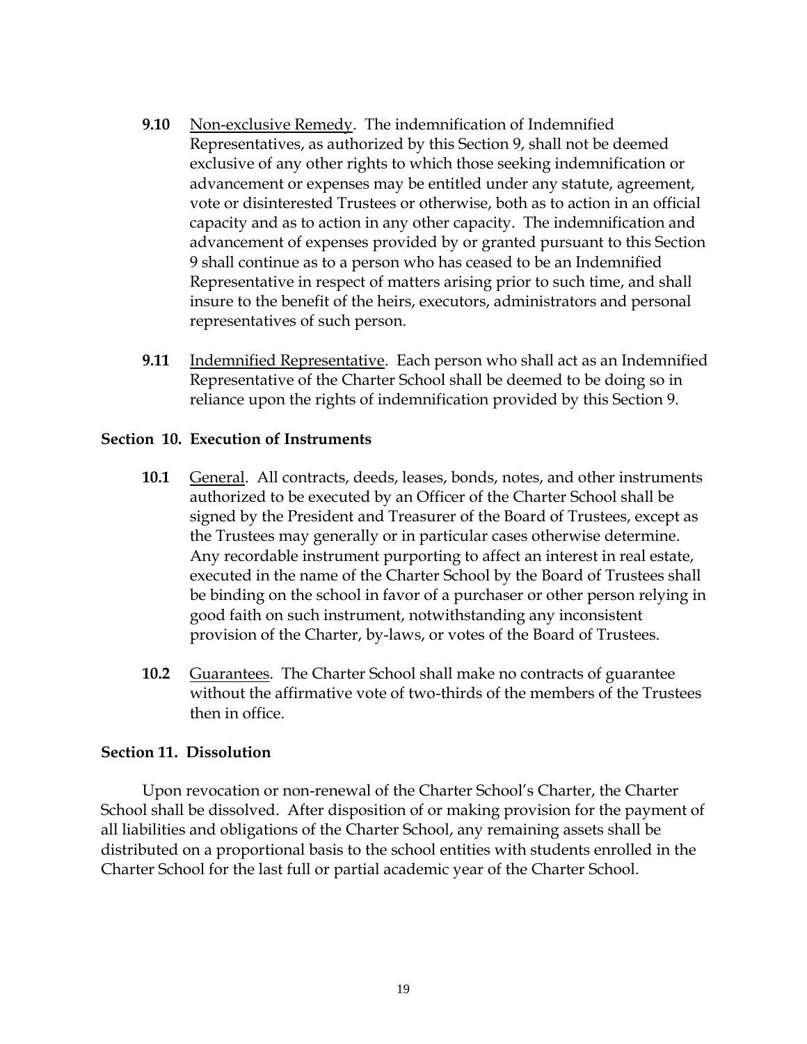**9.10** Non-exclusive Remedy. The indemnification of Indemnified Representatives, as authorized by this Section 9, shall not be deemed exclusive of any other rights to which those seeking indemnification or advancement or expenses may be entitled under any statute, agreement, vote or disinterested Trustees or otherwise, both as to action in an official capacity and as to action in any other capacity. The indemnification and advancement of expenses provided by or granted pursuant to this Section 9 shall continue as to a person who has ceased to be an Indemnified Representative in respect of matters arising prior to such time, and shall insure to the benefit of the heirs, executors, administrators and personal representatives of such person.

**9.11** Indemnified Representative. Each person who shall act as an Indemnified Representative of the Charter School shall be deemed to be doing so in reliance upon the rights of indemnification provided by this Section 9.

## Section 10. Execution of Instruments

**10.1** General. All contracts, deeds, leases, bonds, notes, and other instruments authorized to be executed by an Officer of the Charter School shall be signed by the President and Treasurer of the Board of Trustees, except as the Trustees may generally or in particular cases otherwise determine. Any recordable instrument purporting to affect an interest in real estate, executed in the name of the Charter School by the Board of Trustees shall be binding on the school in favor of a purchaser or other person relying in good faith on such instrument, notwithstanding any inconsistent provision of the Charter, by-laws, or votes of the Board of Trustees.

**10.2** Guarantees. The Charter School shall make no contracts of guarantee without the affirmative vote of two-thirds of the members of the Trustees then in office.

## Section 11. Dissolution

Upon revocation or non-renewal of the Charter School's Charter, the Charter School shall be dissolved. After disposition of or making provision for the payment of all liabilities and obligations of the Charter School, any remaining assets shall be distributed on a proportional basis to the school entities with students enrolled in the Charter School for the last full or partial academic year of the Charter School.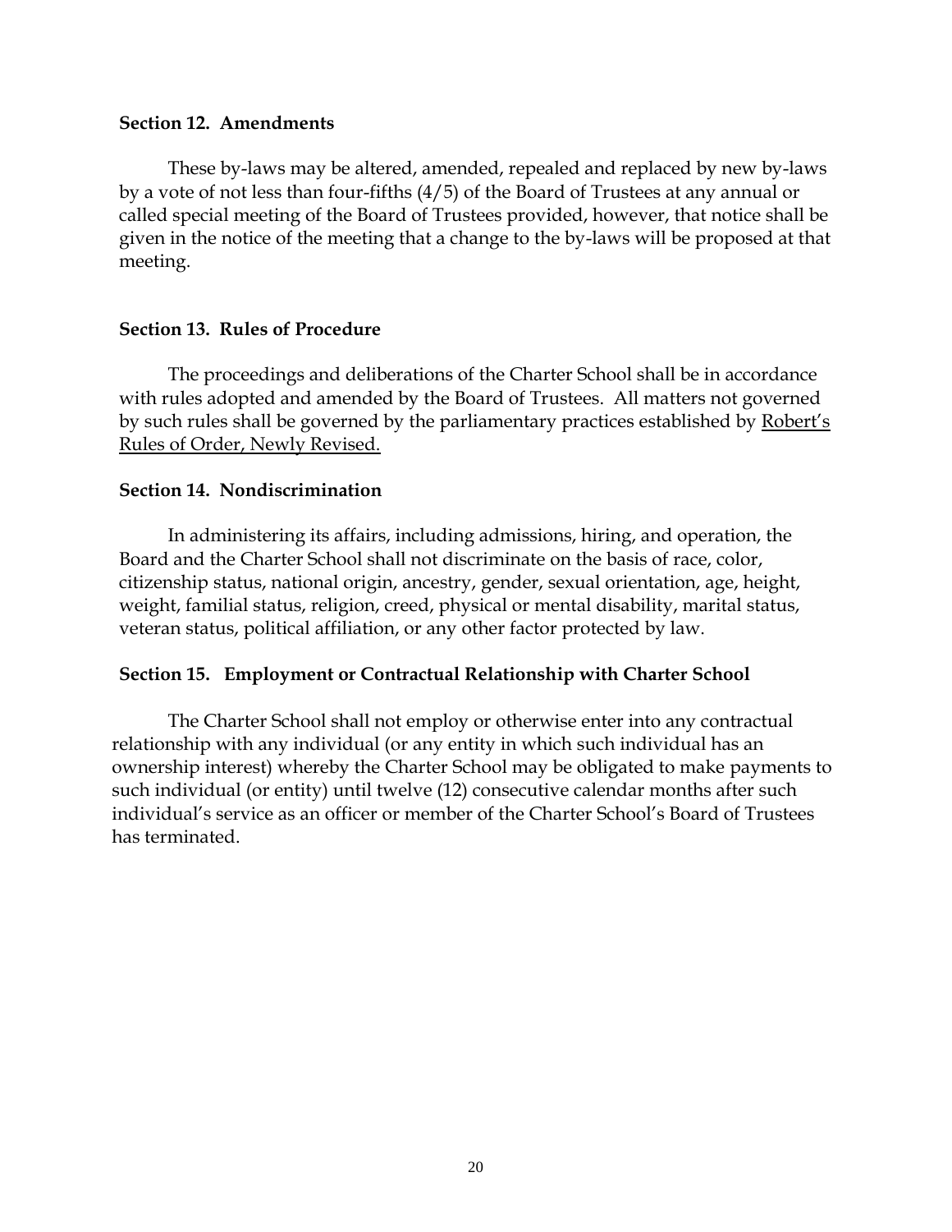**Section 12. Amendments**

These by-laws may be altered, amended, repealed and replaced by new by-laws by a vote of not less than four-fifths (4/5) of the Board of Trustees at any annual or called special meeting of the Board of Trustees provided, however, that notice shall be given in the notice of the meeting that a change to the by-laws will be proposed at that meeting.

**Section 13. Rules of Procedure**

The proceedings and deliberations of the Charter School shall be in accordance with rules adopted and amended by the Board of Trustees. All matters not governed by such rules shall be governed by the parliamentary practices established by Robert's Rules of Order, Newly Revised.

**Section 14. Nondiscrimination**

In administering its affairs, including admissions, hiring, and operation, the Board and the Charter School shall not discriminate on the basis of race, color, citizenship status, national origin, ancestry, gender, sexual orientation, age, height, weight, familial status, religion, creed, physical or mental disability, marital status, veteran status, political affiliation, or any other factor protected by law.

**Section 15. Employment or Contractual Relationship with Charter School**

The Charter School shall not employ or otherwise enter into any contractual relationship with any individual (or any entity in which such individual has an ownership interest) whereby the Charter School may be obligated to make payments to such individual (or entity) until twelve (12) consecutive calendar months after such individual's service as an officer or member of the Charter School's Board of Trustees has terminated.